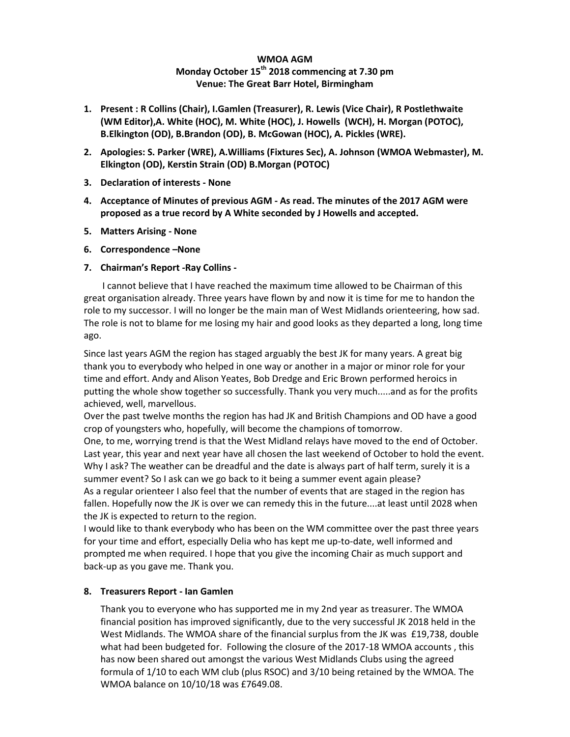**WMOA AGM**
**Monday October 15th 2018 commencing at 7.30 pm**
**Venue: The Great Barr Hotel, Birmingham**

1. **Present : R Collins (Chair), I.Gamlen (Treasurer), R. Lewis (Vice Chair), R Postlethwaite (WM Editor),A. White (HOC), M. White (HOC), J. Howells (WCH), H. Morgan (POTOC), B.Elkington (OD), B.Brandon (OD), B. McGowan (HOC), A. Pickles (WRE).**
2. **Apologies: S. Parker (WRE), A.Williams (Fixtures Sec), A. Johnson (WMOA Webmaster), M. Elkington (OD), Kerstin Strain (OD) B.Morgan (POTOC)**
3. **Declaration of interests - None**
4. **Acceptance of Minutes of previous AGM - As read. The minutes of the 2017 AGM were proposed as a true record by A White seconded by J Howells and accepted.**
5. **Matters Arising - None**
6. **Correspondence –None**
7. **Chairman's Report -Ray Collins -**

I cannot believe that I have reached the maximum time allowed to be Chairman of this great organisation already. Three years have flown by and now it is time for me to handon the role to my successor. I will no longer be the main man of West Midlands orienteering, how sad. The role is not to blame for me losing my hair and good looks as they departed a long, long time ago.

Since last years AGM the region has staged arguably the best JK for many years. A great big thank you to everybody who helped in one way or another in a major or minor role for your time and effort. Andy and Alison Yeates, Bob Dredge and Eric Brown performed heroics in putting the whole show together so successfully. Thank you very much.....and as for the profits achieved, well, marvellous.

Over the past twelve months the region has had JK and British Champions and OD have a good crop of youngsters who, hopefully, will become the champions of tomorrow.

One, to me, worrying trend is that the West Midland relays have moved to the end of October. Last year, this year and next year have all chosen the last weekend of October to hold the event. Why I ask? The weather can be dreadful and the date is always part of half term, surely it is a summer event? So I ask can we go back to it being a summer event again please?

As a regular orienteer I also feel that the number of events that are staged in the region has fallen. Hopefully now the JK is over we can remedy this in the future....at least until 2028 when the JK is expected to return to the region.

I would like to thank everybody who has been on the WM committee over the past three years for your time and effort, especially Delia who has kept me up-to-date, well informed and prompted me when required. I hope that you give the incoming Chair as much support and back-up as you gave me. Thank you.

8. **Treasurers Report - Ian Gamlen**

Thank you to everyone who has supported me in my 2nd year as treasurer. The WMOA financial position has improved significantly, due to the very successful JK 2018 held in the West Midlands. The WMOA share of the financial surplus from the JK was £19,738, double what had been budgeted for. Following the closure of the 2017-18 WMOA accounts , this has now been shared out amongst the various West Midlands Clubs using the agreed formula of 1/10 to each WM club (plus RSOC) and 3/10 being retained by the WMOA. The WMOA balance on 10/10/18 was £7649.08.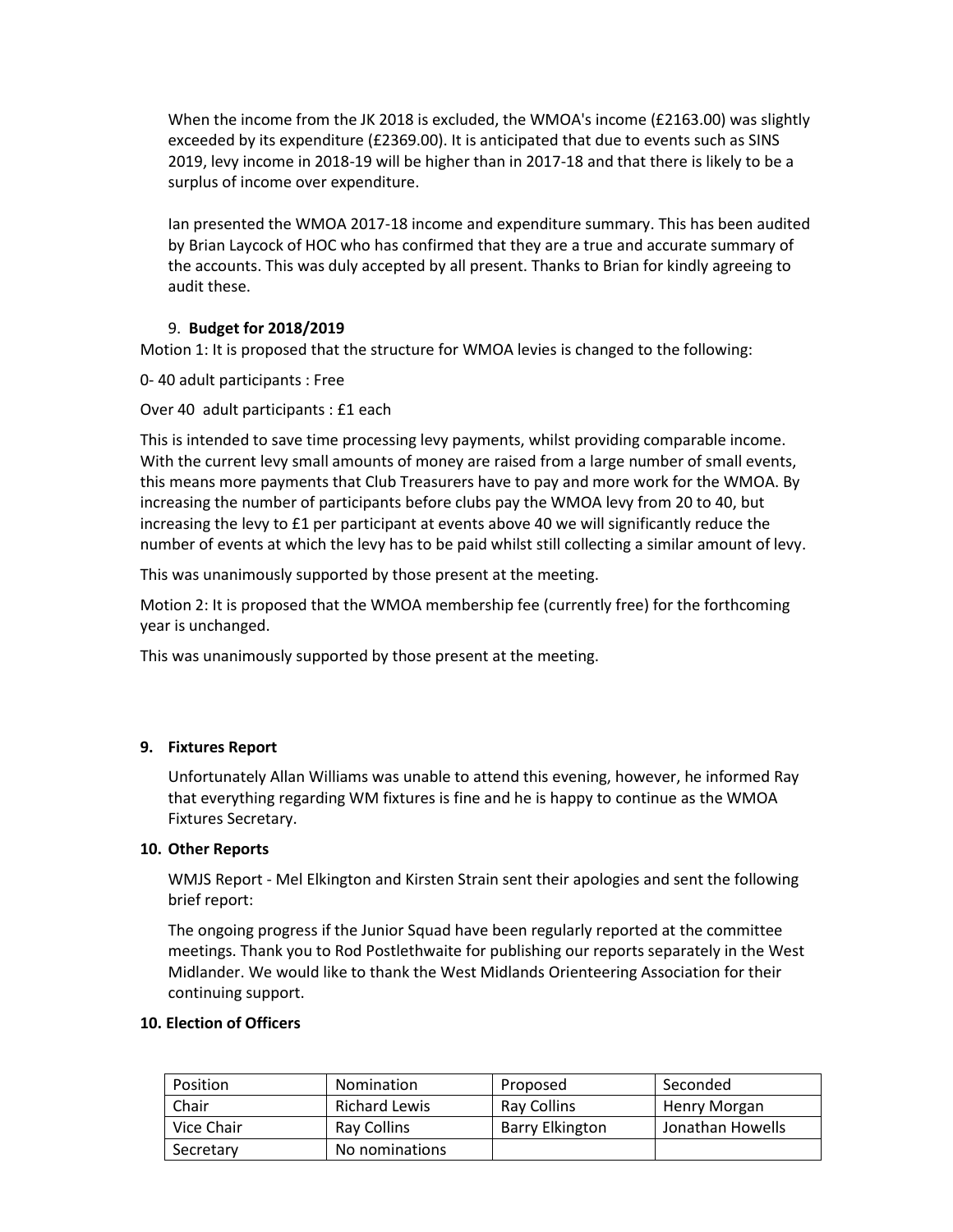When the income from the JK 2018 is excluded, the WMOA's income (£2163.00) was slightly exceeded by its expenditure (£2369.00). It is anticipated that due to events such as SINS 2019, levy income in 2018-19 will be higher than in 2017-18 and that there is likely to be a surplus of income over expenditure.

Ian presented the WMOA 2017-18 income and expenditure summary. This has been audited by Brian Laycock of HOC who has confirmed that they are a true and accurate summary of the accounts. This was duly accepted by all present. Thanks to Brian for kindly agreeing to audit these.

9. **Budget for 2018/2019**

Motion 1: It is proposed that the structure for WMOA levies is changed to the following:

0- 40 adult participants : Free

Over 40 adult participants : £1 each

This is intended to save time processing levy payments, whilst providing comparable income. With the current levy small amounts of money are raised from a large number of small events, this means more payments that Club Treasurers have to pay and more work for the WMOA. By increasing the number of participants before clubs pay the WMOA levy from 20 to 40, but increasing the levy to £1 per participant at events above 40 we will significantly reduce the number of events at which the levy has to be paid whilst still collecting a similar amount of levy.

This was unanimously supported by those present at the meeting.

Motion 2: It is proposed that the WMOA membership fee (currently free) for the forthcoming year is unchanged.

This was unanimously supported by those present at the meeting.

### 9. Fixtures Report

Unfortunately Allan Williams was unable to attend this evening, however, he informed Ray that everything regarding WM fixtures is fine and he is happy to continue as the WMOA Fixtures Secretary.

### 10. Other Reports

WMJS Report - Mel Elkington and Kirsten Strain sent their apologies and sent the following brief report:

The ongoing progress if the Junior Squad have been regularly reported at the committee meetings. Thank you to Rod Postlethwaite for publishing our reports separately in the West Midlander. We would like to thank the West Midlands Orienteering Association for their continuing support.

### 10. Election of Officers

| Position | Nomination | Proposed | Seconded |
|---|---|---|---|
| Chair | Richard Lewis | Ray Collins | Henry Morgan |
| Vice Chair | Ray Collins | Barry Elkington | Jonathan Howells |
| Secretary | No nominations | | |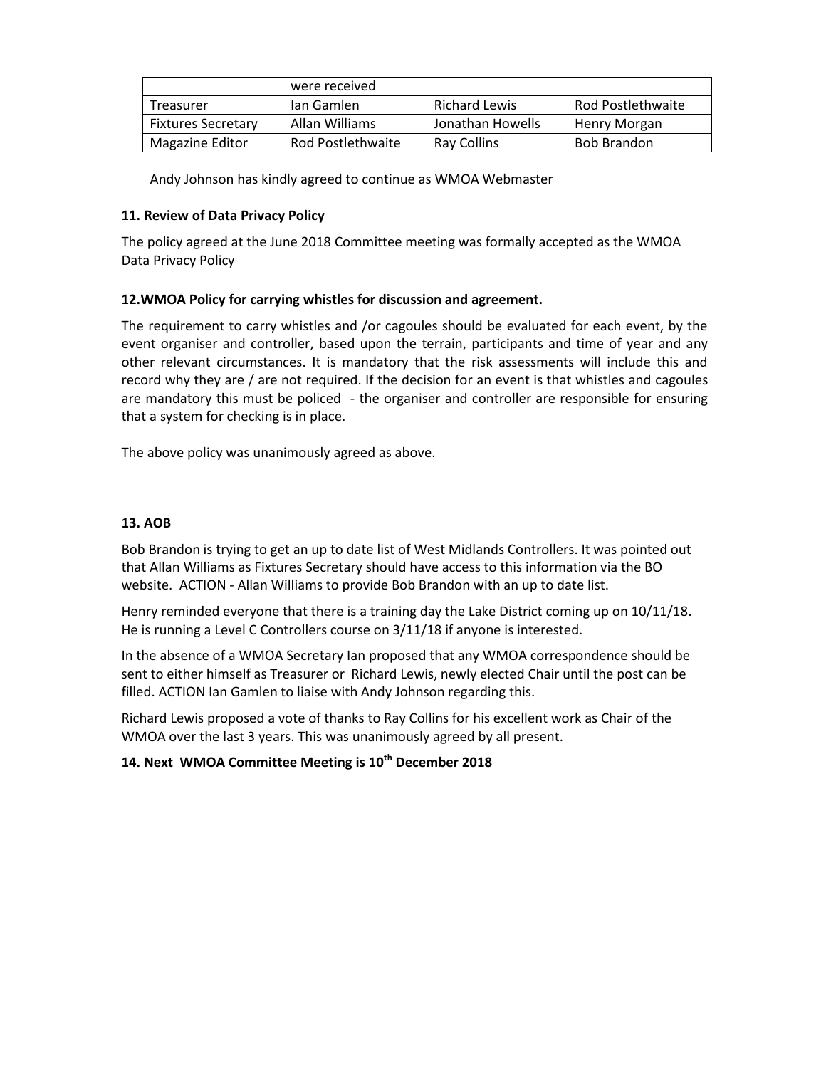| | | | |
|---|---|---|---|
| | were received | | |
| Treasurer | Ian Gamlen | Richard Lewis | Rod Postlethwaite |
| Fixtures Secretary | Allan Williams | Jonathan Howells | Henry Morgan |
| Magazine Editor | Rod Postlethwaite | Ray Collins | Bob Brandon |

Andy Johnson has kindly agreed to continue as WMOA Webmaster

**11. Review of Data Privacy Policy**

The policy agreed at the June 2018 Committee meeting was formally accepted as the WMOA Data Privacy Policy

**12.WMOA Policy for carrying whistles for discussion and agreement.**

The requirement to carry whistles and /or cagoules should be evaluated for each event, by the event organiser and controller, based upon the terrain, participants and time of year and any other relevant circumstances. It is mandatory that the risk assessments will include this and record why they are / are not required. If the decision for an event is that whistles and cagoules are mandatory this must be policed - the organiser and controller are responsible for ensuring that a system for checking is in place.

The above policy was unanimously agreed as above.

**13. AOB**

Bob Brandon is trying to get an up to date list of West Midlands Controllers. It was pointed out that Allan Williams as Fixtures Secretary should have access to this information via the BO website. ACTION - Allan Williams to provide Bob Brandon with an up to date list.

Henry reminded everyone that there is a training day the Lake District coming up on 10/11/18. He is running a Level C Controllers course on 3/11/18 if anyone is interested.

In the absence of a WMOA Secretary Ian proposed that any WMOA correspondence should be sent to either himself as Treasurer or Richard Lewis, newly elected Chair until the post can be filled. ACTION Ian Gamlen to liaise with Andy Johnson regarding this.

Richard Lewis proposed a vote of thanks to Ray Collins for his excellent work as Chair of the WMOA over the last 3 years. This was unanimously agreed by all present.

**14. Next WMOA Committee Meeting is 10th December 2018**